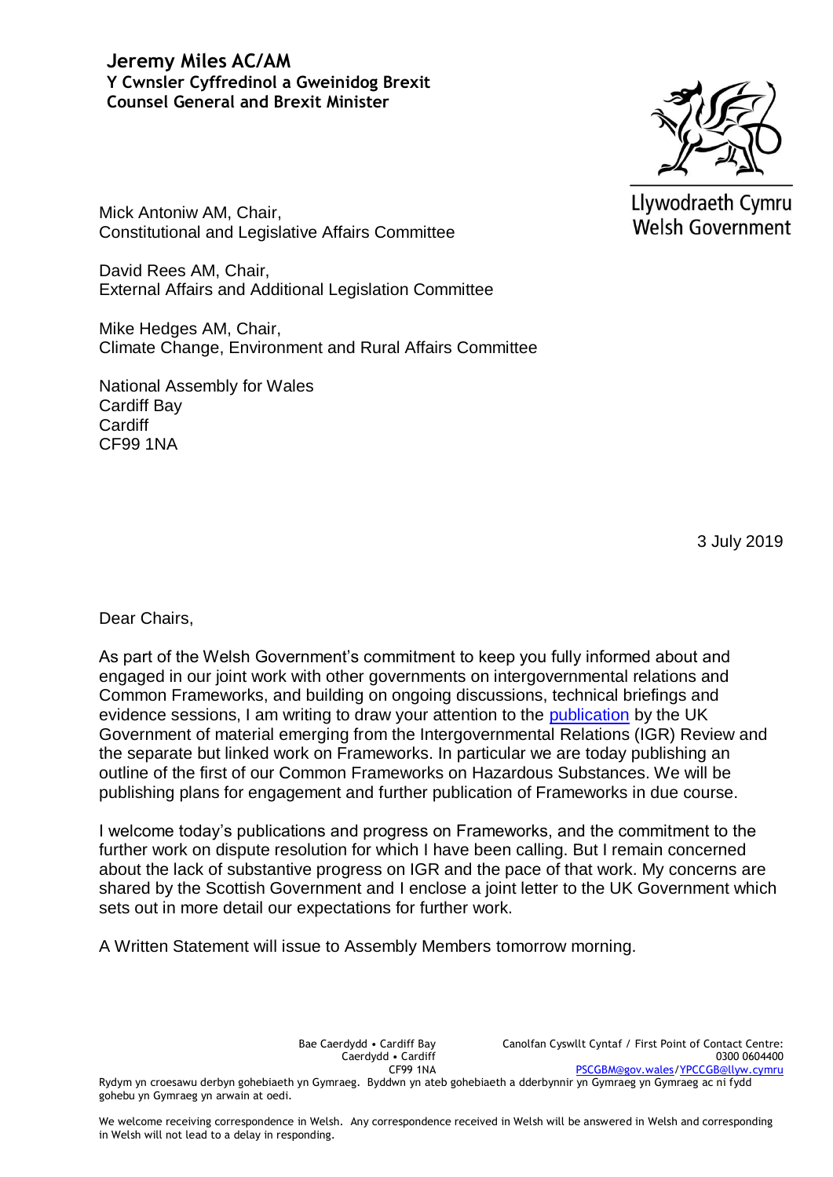**Jeremy Miles AC/AM**
**Y Cwnsler Cyffredinol a Gweinidog Brexit**
**Counsel General and Brexit Minister**

Llywodraeth Cymru
Welsh Government

Mick Antoniw AM, Chair,
Constitutional and Legislative Affairs Committee

David Rees AM, Chair,
External Affairs and Additional Legislation Committee

Mike Hedges AM, Chair,
Climate Change, Environment and Rural Affairs Committee

National Assembly for Wales
Cardiff Bay
Cardiff
CF99 1NA

3 July 2019

Dear Chairs,

As part of the Welsh Government's commitment to keep you fully informed about and engaged in our joint work with other governments on intergovernmental relations and Common Frameworks, and building on ongoing discussions, technical briefings and evidence sessions, I am writing to draw your attention to the publication by the UK Government of material emerging from the Intergovernmental Relations (IGR) Review and the separate but linked work on Frameworks. In particular we are today publishing an outline of the first of our Common Frameworks on Hazardous Substances. We will be publishing plans for engagement and further publication of Frameworks in due course.

I welcome today's publications and progress on Frameworks, and the commitment to the further work on dispute resolution for which I have been calling. But I remain concerned about the lack of substantive progress on IGR and the pace of that work. My concerns are shared by the Scottish Government and I enclose a joint letter to the UK Government which sets out in more detail our expectations for further work.

A Written Statement will issue to Assembly Members tomorrow morning.

Bae Caerdydd • Cardiff Bay
Caerdydd • Cardiff
CF99 1NA

Canolfan Cyswllt Cyntaf / First Point of Contact Centre:
0300 0604400
PSCGBM@gov.wales/YPCCGB@llyw.cymru

Rydym yn croesawu derbyn gohebiaeth yn Gymraeg. Byddwn yn ateb gohebiaeth a dderbynnir yn Gymraeg yn Gymraeg ac ni fydd gohebu yn Gymraeg yn arwain at oedi.

We welcome receiving correspondence in Welsh. Any correspondence received in Welsh will be answered in Welsh and corresponding in Welsh will not lead to a delay in responding.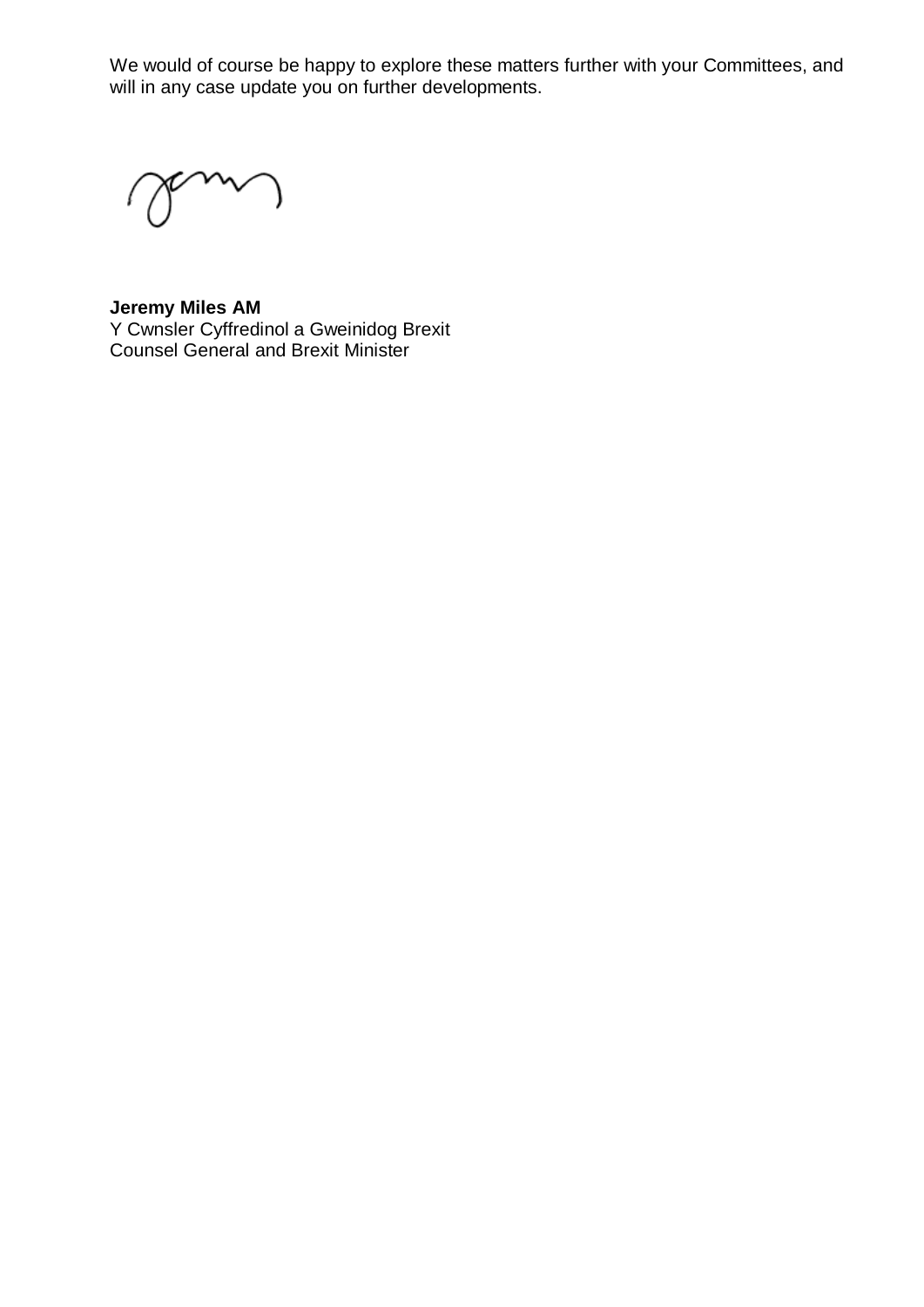We would of course be happy to explore these matters further with your Committees, and will in any case update you on further developments.

**Jeremy Miles AM**
Y Cwnsler Cyffredinol a Gweinidog Brexit
Counsel General and Brexit Minister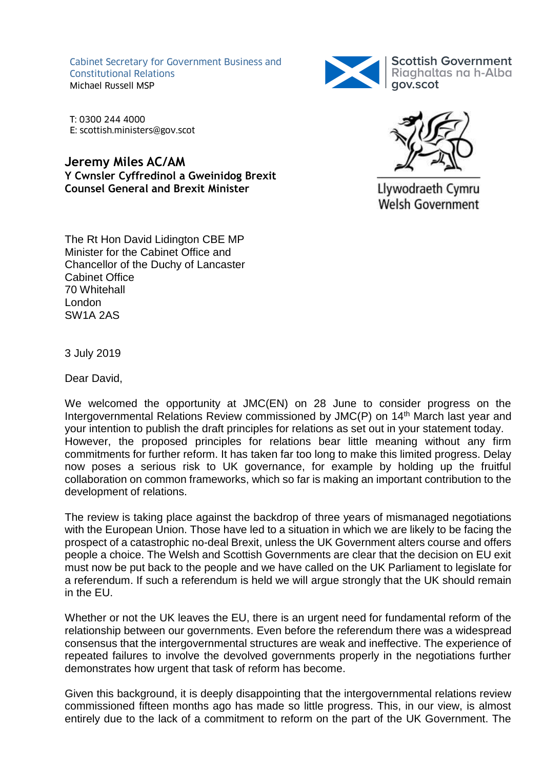Cabinet Secretary for Government Business and Constitutional Relations
Michael Russell MSP

T: 0300 244 4000
E: scottish.ministers@gov.scot

Scottish Government
Riaghaltas na h-Alba
gov.scot

**Jeremy Miles AC/AM**
**Y Cwnsler Cyffredinol a Gweinidog Brexit**
**Counsel General and Brexit Minister**

Llywodraeth Cymru
Welsh Government

The Rt Hon David Lidington CBE MP
Minister for the Cabinet Office and
Chancellor of the Duchy of Lancaster
Cabinet Office
70 Whitehall
London
SW1A 2AS

3 July 2019

Dear David,

We welcomed the opportunity at JMC(EN) on 28 June to consider progress on the Intergovernmental Relations Review commissioned by JMC(P) on 14th March last year and your intention to publish the draft principles for relations as set out in your statement today. However, the proposed principles for relations bear little meaning without any firm commitments for further reform. It has taken far too long to make this limited progress. Delay now poses a serious risk to UK governance, for example by holding up the fruitful collaboration on common frameworks, which so far is making an important contribution to the development of relations.

The review is taking place against the backdrop of three years of mismanaged negotiations with the European Union. Those have led to a situation in which we are likely to be facing the prospect of a catastrophic no-deal Brexit, unless the UK Government alters course and offers people a choice. The Welsh and Scottish Governments are clear that the decision on EU exit must now be put back to the people and we have called on the UK Parliament to legislate for a referendum. If such a referendum is held we will argue strongly that the UK should remain in the EU.

Whether or not the UK leaves the EU, there is an urgent need for fundamental reform of the relationship between our governments. Even before the referendum there was a widespread consensus that the intergovernmental structures are weak and ineffective. The experience of repeated failures to involve the devolved governments properly in the negotiations further demonstrates how urgent that task of reform has become.

Given this background, it is deeply disappointing that the intergovernmental relations review commissioned fifteen months ago has made so little progress. This, in our view, is almost entirely due to the lack of a commitment to reform on the part of the UK Government. The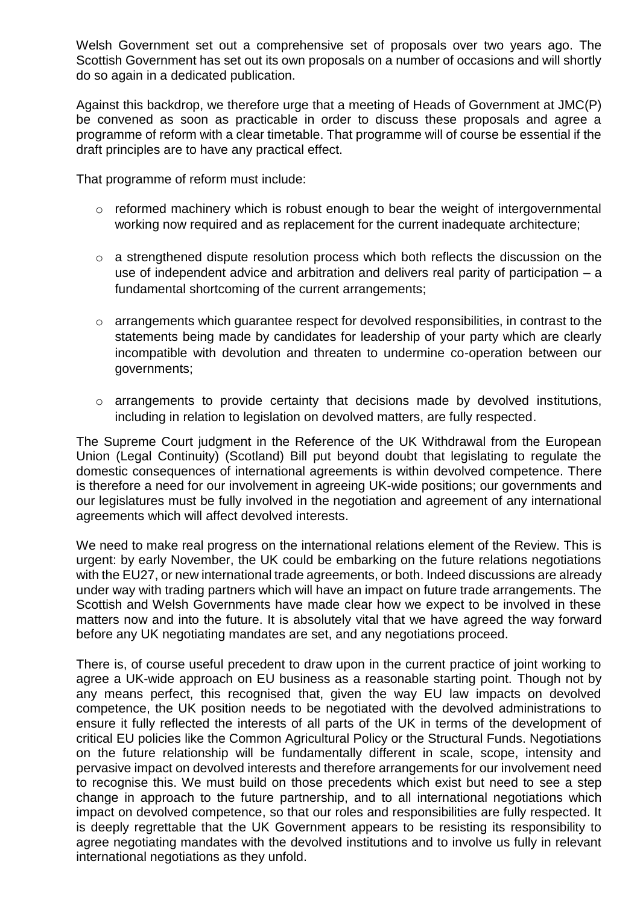Welsh Government set out a comprehensive set of proposals over two years ago. The Scottish Government has set out its own proposals on a number of occasions and will shortly do so again in a dedicated publication.

Against this backdrop, we therefore urge that a meeting of Heads of Government at JMC(P) be convened as soon as practicable in order to discuss these proposals and agree a programme of reform with a clear timetable. That programme will of course be essential if the draft principles are to have any practical effect.

That programme of reform must include:

- reformed machinery which is robust enough to bear the weight of intergovernmental working now required and as replacement for the current inadequate architecture;

- a strengthened dispute resolution process which both reflects the discussion on the use of independent advice and arbitration and delivers real parity of participation – a fundamental shortcoming of the current arrangements;

- arrangements which guarantee respect for devolved responsibilities, in contrast to the statements being made by candidates for leadership of your party which are clearly incompatible with devolution and threaten to undermine co-operation between our governments;

- arrangements to provide certainty that decisions made by devolved institutions, including in relation to legislation on devolved matters, are fully respected.

The Supreme Court judgment in the Reference of the UK Withdrawal from the European Union (Legal Continuity) (Scotland) Bill put beyond doubt that legislating to regulate the domestic consequences of international agreements is within devolved competence. There is therefore a need for our involvement in agreeing UK-wide positions; our governments and our legislatures must be fully involved in the negotiation and agreement of any international agreements which will affect devolved interests.

We need to make real progress on the international relations element of the Review. This is urgent: by early November, the UK could be embarking on the future relations negotiations with the EU27, or new international trade agreements, or both. Indeed discussions are already under way with trading partners which will have an impact on future trade arrangements. The Scottish and Welsh Governments have made clear how we expect to be involved in these matters now and into the future. It is absolutely vital that we have agreed the way forward before any UK negotiating mandates are set, and any negotiations proceed.

There is, of course useful precedent to draw upon in the current practice of joint working to agree a UK-wide approach on EU business as a reasonable starting point. Though not by any means perfect, this recognised that, given the way EU law impacts on devolved competence, the UK position needs to be negotiated with the devolved administrations to ensure it fully reflected the interests of all parts of the UK in terms of the development of critical EU policies like the Common Agricultural Policy or the Structural Funds. Negotiations on the future relationship will be fundamentally different in scale, scope, intensity and pervasive impact on devolved interests and therefore arrangements for our involvement need to recognise this. We must build on those precedents which exist but need to see a step change in approach to the future partnership, and to all international negotiations which impact on devolved competence, so that our roles and responsibilities are fully respected. It is deeply regrettable that the UK Government appears to be resisting its responsibility to agree negotiating mandates with the devolved institutions and to involve us fully in relevant international negotiations as they unfold.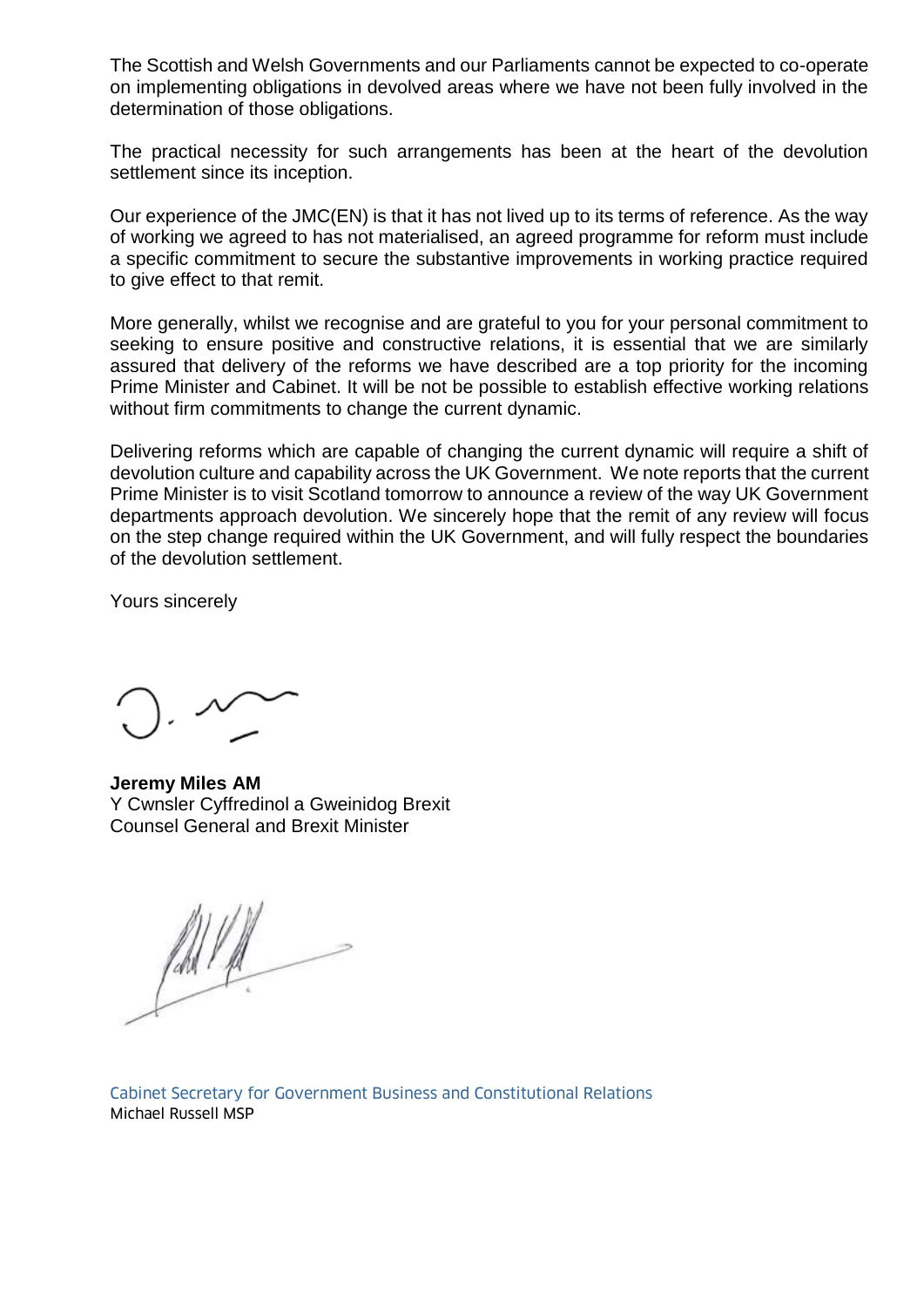The Scottish and Welsh Governments and our Parliaments cannot be expected to co-operate on implementing obligations in devolved areas where we have not been fully involved in the determination of those obligations.

The practical necessity for such arrangements has been at the heart of the devolution settlement since its inception.

Our experience of the JMC(EN) is that it has not lived up to its terms of reference. As the way of working we agreed to has not materialised, an agreed programme for reform must include a specific commitment to secure the substantive improvements in working practice required to give effect to that remit.

More generally, whilst we recognise and are grateful to you for your personal commitment to seeking to ensure positive and constructive relations, it is essential that we are similarly assured that delivery of the reforms we have described are a top priority for the incoming Prime Minister and Cabinet. It will be not be possible to establish effective working relations without firm commitments to change the current dynamic.

Delivering reforms which are capable of changing the current dynamic will require a shift of devolution culture and capability across the UK Government. We note reports that the current Prime Minister is to visit Scotland tomorrow to announce a review of the way UK Government departments approach devolution. We sincerely hope that the remit of any review will focus on the step change required within the UK Government, and will fully respect the boundaries of the devolution settlement.

Yours sincerely

**Jeremy Miles AM**
Y Cwnsler Cyffredinol a Gweinidog Brexit
Counsel General and Brexit Minister

Cabinet Secretary for Government Business and Constitutional Relations
Michael Russell MSP